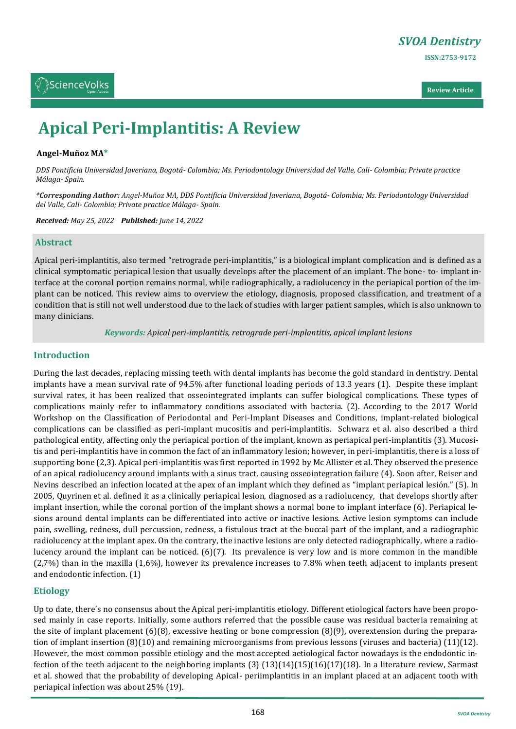SVOA Dentistry

ISSN:2753-9172

Review Article

# Apical Peri-Implantitis: A Review

**Angel-Muñoz MA***

*DDS Pontificia Universidad Javeriana, Bogotá- Colombia; Ms. Periodontology Universidad del Valle, Cali- Colombia; Private practice Málaga- Spain.*

***Corresponding Author:** Angel-Muñoz MA, DDS Pontificia Universidad Javeriana, Bogotá- Colombia; Ms. Periodontology Universidad del Valle, Cali- Colombia; Private practice Málaga- Spain.*

***Received:** May 25, 2022 **Published:** June 14, 2022*

## Abstract

Apical peri-implantitis, also termed "retrograde peri-implantitis," is a biological implant complication and is defined as a clinical symptomatic periapical lesion that usually develops after the placement of an implant. The bone- to- implant interface at the coronal portion remains normal, while radiographically, a radiolucency in the periapical portion of the implant can be noticed. This review aims to overview the etiology, diagnosis, proposed classification, and treatment of a condition that is still not well understood due to the lack of studies with larger patient samples, which is also unknown to many clinicians.

***Keywords:*** *Apical peri-implantitis, retrograde peri-implantitis, apical implant lesions*

## Introduction

During the last decades, replacing missing teeth with dental implants has become the gold standard in dentistry. Dental implants have a mean survival rate of 94.5% after functional loading periods of 13.3 years (1). Despite these implant survival rates, it has been realized that osseointegrated implants can suffer biological complications. These types of complications mainly refer to inflammatory conditions associated with bacteria. (2). According to the 2017 World Workshop on the Classification of Periodontal and Peri-Implant Diseases and Conditions, implant-related biological complications can be classified as peri-implant mucositis and peri-implantitis. Schwarz et al. also described a third pathological entity, affecting only the periapical portion of the implant, known as periapical peri-implantitis (3). Mucositis and peri-implantitis have in common the fact of an inflammatory lesion; however, in peri-implantitis, there is a loss of supporting bone (2,3). Apical peri-implantitis was first reported in 1992 by Mc Allister et al. They observed the presence of an apical radiolucency around implants with a sinus tract, causing osseointegration failure (4). Soon after, Reiser and Nevins described an infection located at the apex of an implant which they defined as "implant periapical lesión." (5). In 2005, Quyrinen et al. defined it as a clinically periapical lesion, diagnosed as a radiolucency, that develops shortly after implant insertion, while the coronal portion of the implant shows a normal bone to implant interface (6). Periapical lesions around dental implants can be differentiated into active or inactive lesions. Active lesion symptoms can include pain, swelling, redness, dull percussion, redness, a fistulous tract at the buccal part of the implant, and a radiographic radiolucency at the implant apex. On the contrary, the inactive lesions are only detected radiographically, where a radiolucency around the implant can be noticed. (6)(7). Its prevalence is very low and is more common in the mandible (2,7%) than in the maxilla (1,6%), however its prevalence increases to 7.8% when teeth adjacent to implants present and endodontic infection. (1)

## Etiology

Up to date, there´s no consensus about the Apical peri-implantitis etiology. Different etiological factors have been proposed mainly in case reports. Initially, some authors referred that the possible cause was residual bacteria remaining at the site of implant placement (6)(8), excessive heating or bone compression (8)(9), overextension during the preparation of implant insertion (8)(10) and remaining microorganisms from previous lessons (viruses and bacteria) (11)(12). However, the most common possible etiology and the most accepted aetiological factor nowadays is the endodontic infection of the teeth adjacent to the neighboring implants (3) (13)(14)(15)(16)(17)(18). In a literature review, Sarmast et al. showed that the probability of developing Apical- periimplantitis in an implant placed at an adjacent tooth with periapical infection was about 25% (19).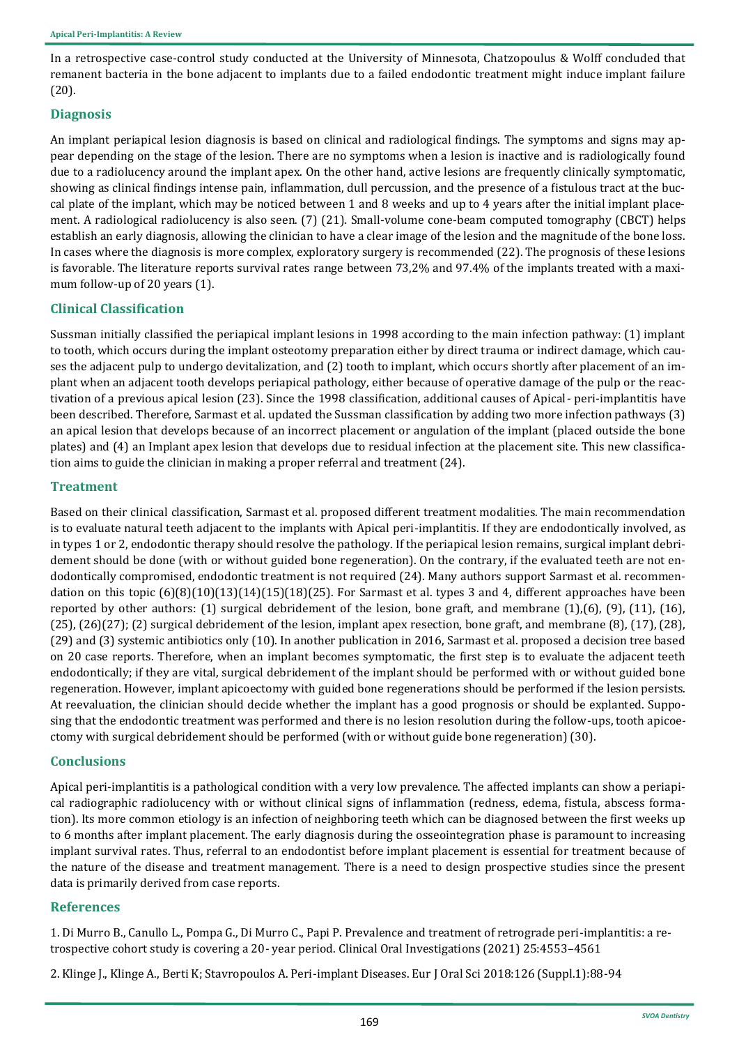In a retrospective case-control study conducted at the University of Minnesota, Chatzopoulus & Wolff concluded that remanent bacteria in the bone adjacent to implants due to a failed endodontic treatment might induce implant failure (20).

## Diagnosis

An implant periapical lesion diagnosis is based on clinical and radiological findings. The symptoms and signs may appear depending on the stage of the lesion. There are no symptoms when a lesion is inactive and is radiologically found due to a radiolucency around the implant apex. On the other hand, active lesions are frequently clinically symptomatic, showing as clinical findings intense pain, inflammation, dull percussion, and the presence of a fistulous tract at the buccal plate of the implant, which may be noticed between 1 and 8 weeks and up to 4 years after the initial implant placement. A radiological radiolucency is also seen. (7) (21). Small-volume cone-beam computed tomography (CBCT) helps establish an early diagnosis, allowing the clinician to have a clear image of the lesion and the magnitude of the bone loss. In cases where the diagnosis is more complex, exploratory surgery is recommended (22). The prognosis of these lesions is favorable. The literature reports survival rates range between 73,2% and 97.4% of the implants treated with a maximum follow-up of 20 years (1).

## Clinical Classification

Sussman initially classified the periapical implant lesions in 1998 according to the main infection pathway: (1) implant to tooth, which occurs during the implant osteotomy preparation either by direct trauma or indirect damage, which causes the adjacent pulp to undergo devitalization, and (2) tooth to implant, which occurs shortly after placement of an implant when an adjacent tooth develops periapical pathology, either because of operative damage of the pulp or the reactivation of a previous apical lesion (23). Since the 1998 classification, additional causes of Apical- peri-implantitis have been described. Therefore, Sarmast et al. updated the Sussman classification by adding two more infection pathways (3) an apical lesion that develops because of an incorrect placement or angulation of the implant (placed outside the bone plates) and (4) an Implant apex lesion that develops due to residual infection at the placement site. This new classification aims to guide the clinician in making a proper referral and treatment (24).

## Treatment

Based on their clinical classification, Sarmast et al. proposed different treatment modalities. The main recommendation is to evaluate natural teeth adjacent to the implants with Apical peri-implantitis. If they are endodontically involved, as in types 1 or 2, endodontic therapy should resolve the pathology. If the periapical lesion remains, surgical implant debridement should be done (with or without guided bone regeneration). On the contrary, if the evaluated teeth are not endodontically compromised, endodontic treatment is not required (24). Many authors support Sarmast et al. recommendation on this topic (6)(8)(10)(13)(14)(15)(18)(25). For Sarmast et al. types 3 and 4, different approaches have been reported by other authors: (1) surgical debridement of the lesion, bone graft, and membrane (1),(6), (9), (11), (16), (25), (26)(27); (2) surgical debridement of the lesion, implant apex resection, bone graft, and membrane (8), (17), (28), (29) and (3) systemic antibiotics only (10). In another publication in 2016, Sarmast et al. proposed a decision tree based on 20 case reports. Therefore, when an implant becomes symptomatic, the first step is to evaluate the adjacent teeth endodontically; if they are vital, surgical debridement of the implant should be performed with or without guided bone regeneration. However, implant apicoectomy with guided bone regenerations should be performed if the lesion persists. At reevaluation, the clinician should decide whether the implant has a good prognosis or should be explanted. Supposing that the endodontic treatment was performed and there is no lesion resolution during the follow-ups, tooth apicoectomy with surgical debridement should be performed (with or without guide bone regeneration) (30).

## Conclusions

Apical peri-implantitis is a pathological condition with a very low prevalence. The affected implants can show a periapical radiographic radiolucency with or without clinical signs of inflammation (redness, edema, fistula, abscess formation). Its more common etiology is an infection of neighboring teeth which can be diagnosed between the first weeks up to 6 months after implant placement. The early diagnosis during the osseointegration phase is paramount to increasing implant survival rates. Thus, referral to an endodontist before implant placement is essential for treatment because of the nature of the disease and treatment management. There is a need to design prospective studies since the present data is primarily derived from case reports.

## References

1. Di Murro B., Canullo L., Pompa G., Di Murro C., Papi P. Prevalence and treatment of retrograde peri-implantitis: a retrospective cohort study is covering a 20- year period. Clinical Oral Investigations (2021) 25:4553–4561

2. Klinge J., Klinge A., Berti K; Stavropoulos A. Peri-implant Diseases. Eur J Oral Sci 2018:126 (Suppl.1):88-94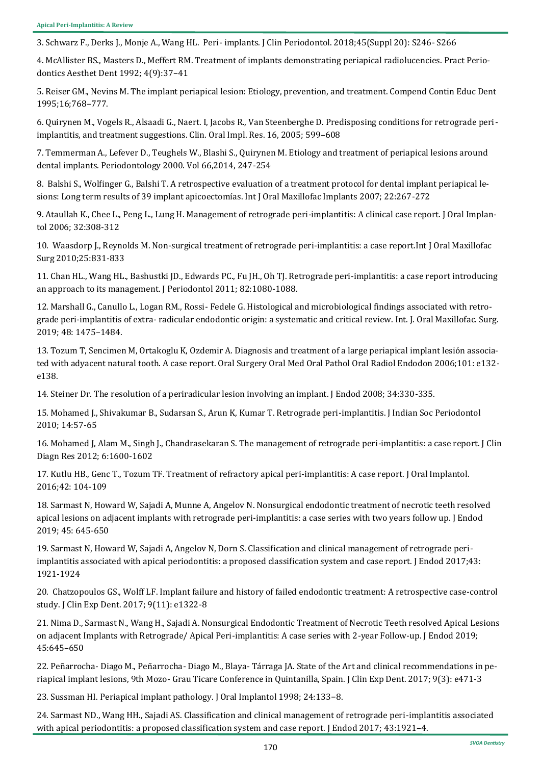3. Schwarz F., Derks J., Monje A., Wang HL. Peri- implants. J Clin Periodontol. 2018;45(Suppl 20): S246- S266

4. McAllister BS., Masters D., Meffert RM. Treatment of implants demonstrating periapical radiolucencies. Pract Periodontics Aesthet Dent 1992; 4(9):37–41

5. Reiser GM., Nevins M. The implant periapical lesion: Etiology, prevention, and treatment. Compend Contin Educ Dent 1995;16;768–777.

6. Quirynen M., Vogels R., Alsaadi G., Naert. I, Jacobs R., Van Steenberghe D. Predisposing conditions for retrograde peri-implantitis, and treatment suggestions. Clin. Oral Impl. Res. 16, 2005; 599–608

7. Temmerman A., Lefever D., Teughels W., Blashi S., Quirynen M. Etiology and treatment of periapical lesions around dental implants. Periodontology 2000. Vol 66,2014, 247-254

8. Balshi S., Wolfinger G., Balshi T. A retrospective evaluation of a treatment protocol for dental implant periapical lesions: Long term results of 39 implant apicoectomías. Int J Oral Maxillofac Implants 2007; 22:267-272

9. Ataullah K., Chee L., Peng L., Lung H. Management of retrograde peri-implantitis: A clinical case report. J Oral Implantol 2006; 32:308-312

10. Waasdorp J., Reynolds M. Non-surgical treatment of retrograde peri-implantitis: a case report.Int J Oral Maxillofac Surg 2010;25:831-833

11. Chan HL., Wang HL., Bashustki JD., Edwards PC., Fu JH., Oh TJ. Retrograde peri-implantitis: a case report introducing an approach to its management. J Periodontol 2011; 82:1080-1088.

12. Marshall G., Canullo L., Logan RM., Rossi- Fedele G. Histological and microbiological findings associated with retrograde peri-implantitis of extra- radicular endodontic origin: a systematic and critical review. Int. J. Oral Maxillofac. Surg. 2019; 48: 1475–1484.

13. Tozum T, Sencimen M, Ortakoglu K, Ozdemir A. Diagnosis and treatment of a large periapical implant lesión associated with adyacent natural tooth. A case report. Oral Surgery Oral Med Oral Pathol Oral Radiol Endodon 2006;101: e132-e138.

14. Steiner Dr. The resolution of a periradicular lesion involving an implant. J Endod 2008; 34:330-335.

15. Mohamed J., Shivakumar B., Sudarsan S., Arun K, Kumar T. Retrograde peri-implantitis. J Indian Soc Periodontol 2010; 14:57-65

16. Mohamed J, Alam M., Singh J., Chandrasekaran S. The management of retrograde peri-implantitis: a case report. J Clin Diagn Res 2012; 6:1600-1602

17. Kutlu HB., Genc T., Tozum TF. Treatment of refractory apical peri-implantitis: A case report. J Oral Implantol. 2016;42: 104-109

18. Sarmast N, Howard W, Sajadi A, Munne A, Angelov N. Nonsurgical endodontic treatment of necrotic teeth resolved apical lesions on adjacent implants with retrograde peri-implantitis: a case series with two years follow up. J Endod 2019; 45: 645-650

19. Sarmast N, Howard W, Sajadi A, Angelov N, Dorn S. Classification and clinical management of retrograde peri-implantitis associated with apical periodontitis: a proposed classification system and case report. J Endod 2017;43: 1921-1924

20. Chatzopoulos GS., Wolff LF. Implant failure and history of failed endodontic treatment: A retrospective case-control study. J Clin Exp Dent. 2017; 9(11): e1322-8

21. Nima D., Sarmast N., Wang H., Sajadi A. Nonsurgical Endodontic Treatment of Necrotic Teeth resolved Apical Lesions on adjacent Implants with Retrograde/ Apical Peri-implantitis: A case series with 2-year Follow-up. J Endod 2019; 45:645–650

22. Peñarrocha- Diago M., Peñarrocha- Diago M., Blaya- Tárraga JA. State of the Art and clinical recommendations in periapical implant lesions, 9th Mozo- Grau Ticare Conference in Quintanilla, Spain. J Clin Exp Dent. 2017; 9(3): e471-3

23. Sussman HI. Periapical implant pathology. J Oral Implantol 1998; 24:133–8.

24. Sarmast ND., Wang HH., Sajadi AS. Classification and clinical management of retrograde peri-implantitis associated with apical periodontitis: a proposed classification system and case report. J Endod 2017; 43:1921–4.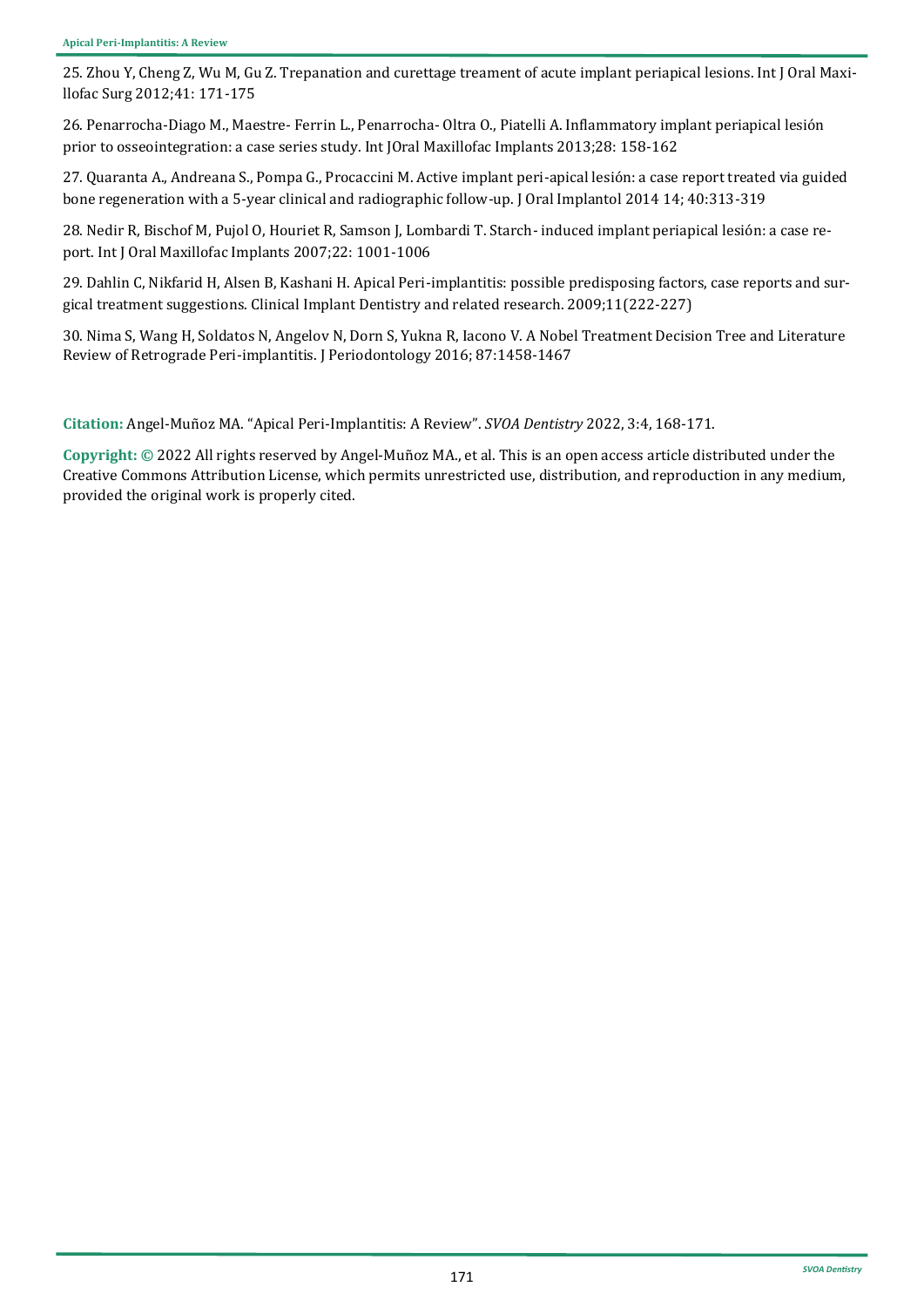25. Zhou Y, Cheng Z, Wu M, Gu Z. Trepanation and curettage treament of acute implant periapical lesions. Int J Oral Maxillofac Surg 2012;41: 171-175

26. Penarrocha-Diago M., Maestre- Ferrin L., Penarrocha- Oltra O., Piatelli A. Inflammatory implant periapical lesión prior to osseointegration: a case series study. Int JOral Maxillofac Implants 2013;28: 158-162

27. Quaranta A., Andreana S., Pompa G., Procaccini M. Active implant peri-apical lesión: a case report treated via guided bone regeneration with a 5-year clinical and radiographic follow-up. J Oral Implantol 2014 14; 40:313-319

28. Nedir R, Bischof M, Pujol O, Houriet R, Samson J, Lombardi T. Starch- induced implant periapical lesión: a case report. Int J Oral Maxillofac Implants 2007;22: 1001-1006

29. Dahlin C, Nikfarid H, Alsen B, Kashani H. Apical Peri-implantitis: possible predisposing factors, case reports and surgical treatment suggestions. Clinical Implant Dentistry and related research. 2009;11(222-227)

30. Nima S, Wang H, Soldatos N, Angelov N, Dorn S, Yukna R, Iacono V. A Nobel Treatment Decision Tree and Literature Review of Retrograde Peri-implantitis. J Periodontology 2016; 87:1458-1467

**Citation:** Angel-Muñoz MA. "Apical Peri-Implantitis: A Review". *SVOA Dentistry* 2022, 3:4, 168-171.

**Copyright:** © 2022 All rights reserved by Angel-Muñoz MA., et al. This is an open access article distributed under the Creative Commons Attribution License, which permits unrestricted use, distribution, and reproduction in any medium, provided the original work is properly cited.